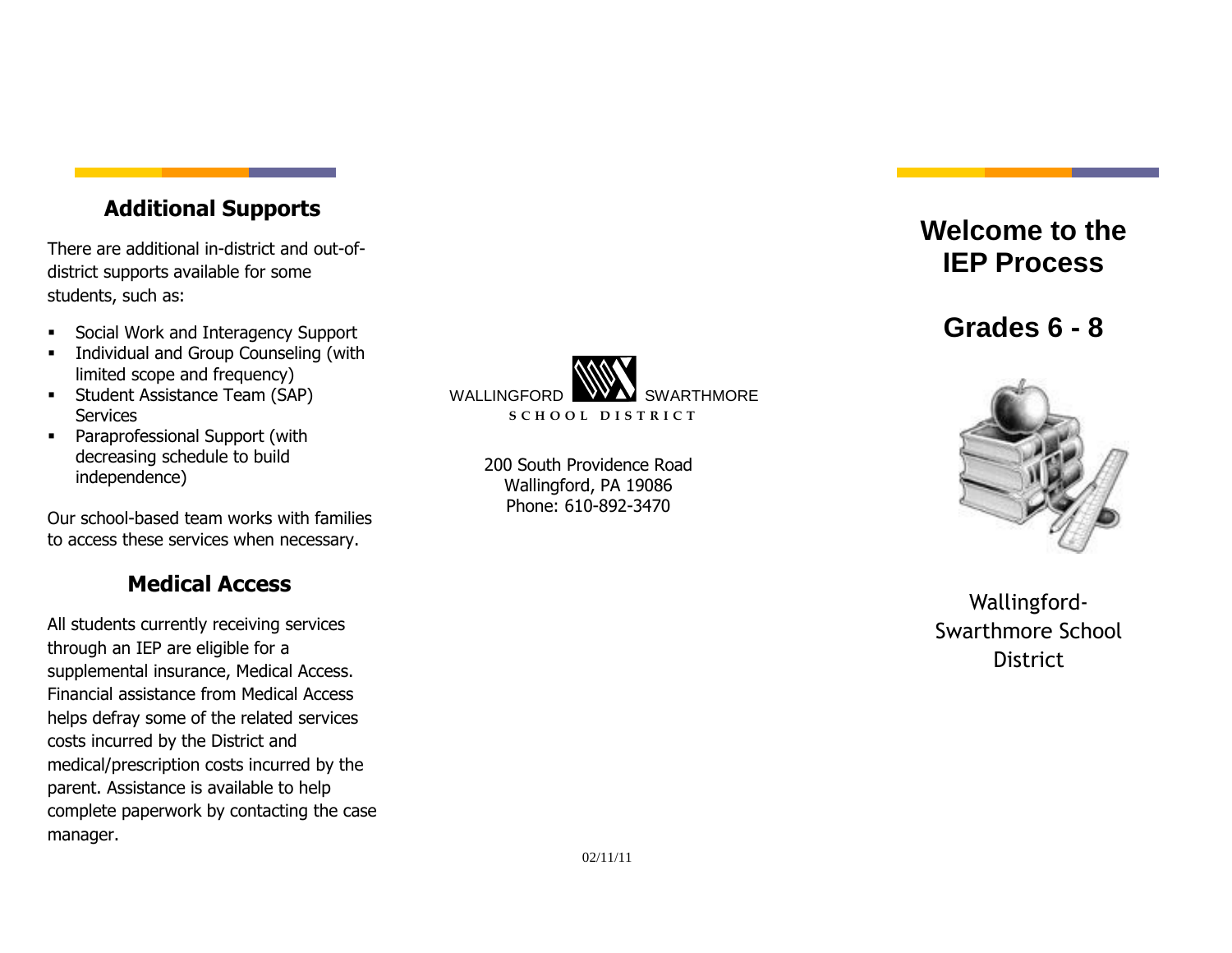## Additional Supports

There are additional in-district and out-of-district supports available for some students, such as:

- Social Work and Interagency Support
- Individual and Group Counseling (with limited scope and frequency)
- Student Assistance Team (SAP) Services
- Paraprofessional Support (with decreasing schedule to build independence)

Our school-based team works with families to access these services when necessary.

## Medical Access

All students currently receiving services through an IEP are eligible for a supplemental insurance, Medical Access. Financial assistance from Medical Access helps defray some of the related services costs incurred by the District and medical/prescription costs incurred by the parent. Assistance is available to help complete paperwork by contacting the case manager.

WALLINGFORD SWARTHMORE
SCHOOL DISTRICT

200 South Providence Road
Wallingford, PA 19086
Phone: 610-892-3470

02/11/11

# Welcome to the IEP Process

# Grades 6 - 8

Wallingford-Swarthmore School District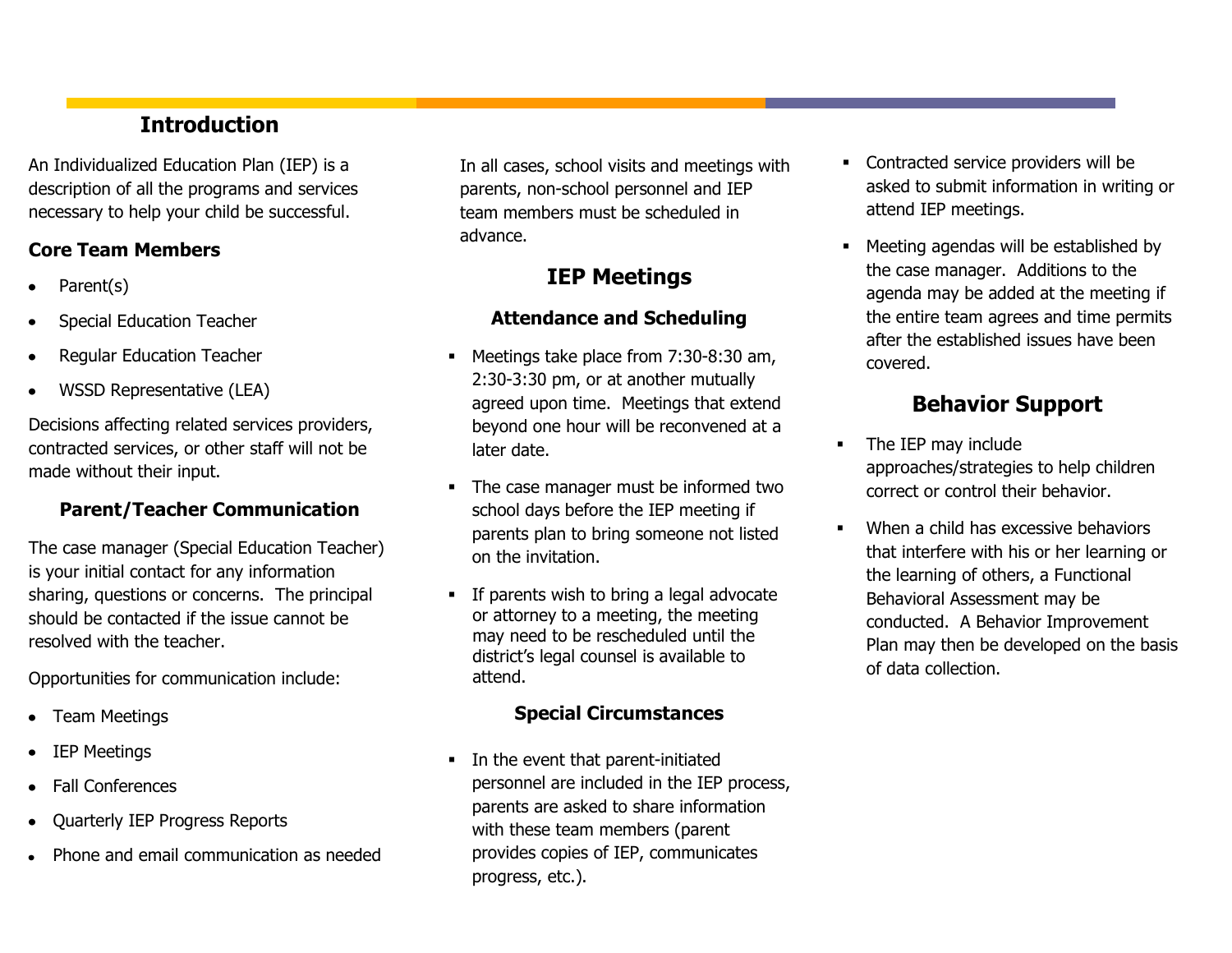## Introduction

An Individualized Education Plan (IEP) is a description of all the programs and services necessary to help your child be successful.

**Core Team Members**

- Parent(s)
- Special Education Teacher
- Regular Education Teacher
- WSSD Representative (LEA)

Decisions affecting related services providers, contracted services, or other staff will not be made without their input.

### Parent/Teacher Communication

The case manager (Special Education Teacher) is your initial contact for any information sharing, questions or concerns. The principal should be contacted if the issue cannot be resolved with the teacher.

Opportunities for communication include:

- Team Meetings
- IEP Meetings
- Fall Conferences
- Quarterly IEP Progress Reports
- Phone and email communication as needed

In all cases, school visits and meetings with parents, non-school personnel and IEP team members must be scheduled in advance.

## IEP Meetings

### Attendance and Scheduling

- Meetings take place from 7:30-8:30 am, 2:30-3:30 pm, or at another mutually agreed upon time. Meetings that extend beyond one hour will be reconvened at a later date.
- The case manager must be informed two school days before the IEP meeting if parents plan to bring someone not listed on the invitation.
- If parents wish to bring a legal advocate or attorney to a meeting, the meeting may need to be rescheduled until the district's legal counsel is available to attend.

### Special Circumstances

- In the event that parent-initiated personnel are included in the IEP process, parents are asked to share information with these team members (parent provides copies of IEP, communicates progress, etc.).
- Contracted service providers will be asked to submit information in writing or attend IEP meetings.
- Meeting agendas will be established by the case manager. Additions to the agenda may be added at the meeting if the entire team agrees and time permits after the established issues have been covered.

## Behavior Support

- The IEP may include approaches/strategies to help children correct or control their behavior.
- When a child has excessive behaviors that interfere with his or her learning or the learning of others, a Functional Behavioral Assessment may be conducted. A Behavior Improvement Plan may then be developed on the basis of data collection.